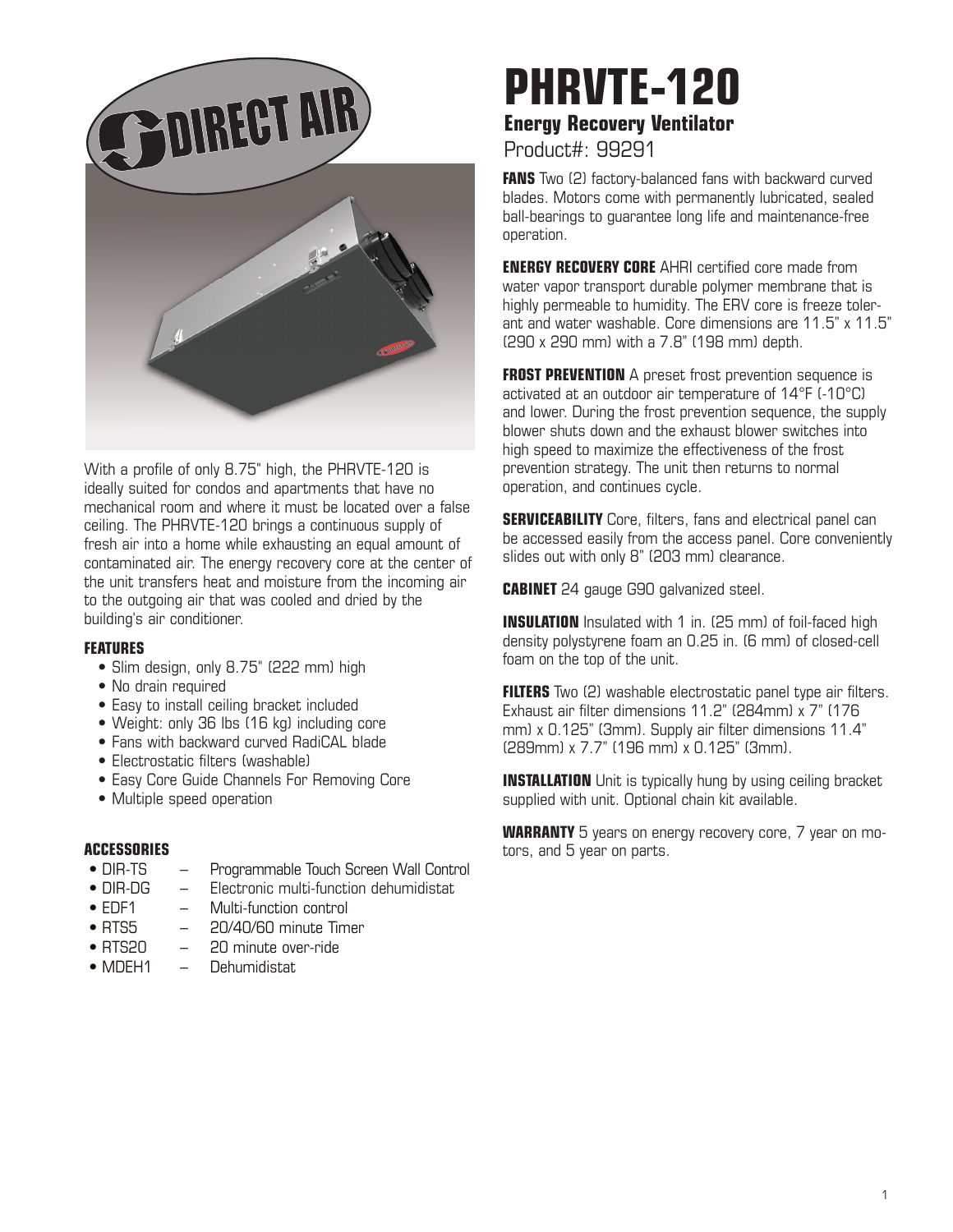# PHRVTE-120

## Energy Recovery Ventilator

Product#: 99291

With a profile of only 8.75" high, the PHRVTE-120 is ideally suited for condos and apartments that have no mechanical room and where it must be located over a false ceiling. The PHRVTE-120 brings a continuous supply of fresh air into a home while exhausting an equal amount of contaminated air. The energy recovery core at the center of the unit transfers heat and moisture from the incoming air to the outgoing air that was cooled and dried by the building's air conditioner.

### FEATURES

- Slim design, only 8.75" (222 mm) high
- No drain required
- Easy to install ceiling bracket included
- Weight: only 36 lbs (16 kg) including core
- Fans with backward curved RadiCAL blade
- Electrostatic filters (washable)
- Easy Core Guide Channels For Removing Core
- Multiple speed operation

### ACCESSORIES

- DIR-TS – Programmable Touch Screen Wall Control
- DIR-DG – Electronic multi-function dehumidistat
- EDF1 – Multi-function control
- RTS5 – 20/40/60 minute Timer
- RTS20 – 20 minute over-ride
- MDEH1 – Dehumidistat

**FANS** Two (2) factory-balanced fans with backward curved blades. Motors come with permanently lubricated, sealed ball-bearings to guarantee long life and maintenance-free operation.

**ENERGY RECOVERY CORE** AHRI certified core made from water vapor transport durable polymer membrane that is highly permeable to humidity. The ERV core is freeze tolerant and water washable. Core dimensions are 11.5" x 11.5" (290 x 290 mm) with a 7.8" (198 mm) depth.

**FROST PREVENTION** A preset frost prevention sequence is activated at an outdoor air temperature of 14°F (-10°C) and lower. During the frost prevention sequence, the supply blower shuts down and the exhaust blower switches into high speed to maximize the effectiveness of the frost prevention strategy. The unit then returns to normal operation, and continues cycle.

**SERVICEABILITY** Core, filters, fans and electrical panel can be accessed easily from the access panel. Core conveniently slides out with only 8" (203 mm) clearance.

**CABINET** 24 gauge G90 galvanized steel.

**INSULATION** Insulated with 1 in. (25 mm) of foil-faced high density polystyrene foam an 0.25 in. (6 mm) of closed-cell foam on the top of the unit.

**FILTERS** Two (2) washable electrostatic panel type air filters. Exhaust air filter dimensions 11.2" (284mm) x 7" (176 mm) x 0.125" (3mm). Supply air filter dimensions 11.4" (289mm) x 7.7" (196 mm) x 0.125" (3mm).

**INSTALLATION** Unit is typically hung by using ceiling bracket supplied with unit. Optional chain kit available.

**WARRANTY** 5 years on energy recovery core, 7 year on motors, and 5 year on parts.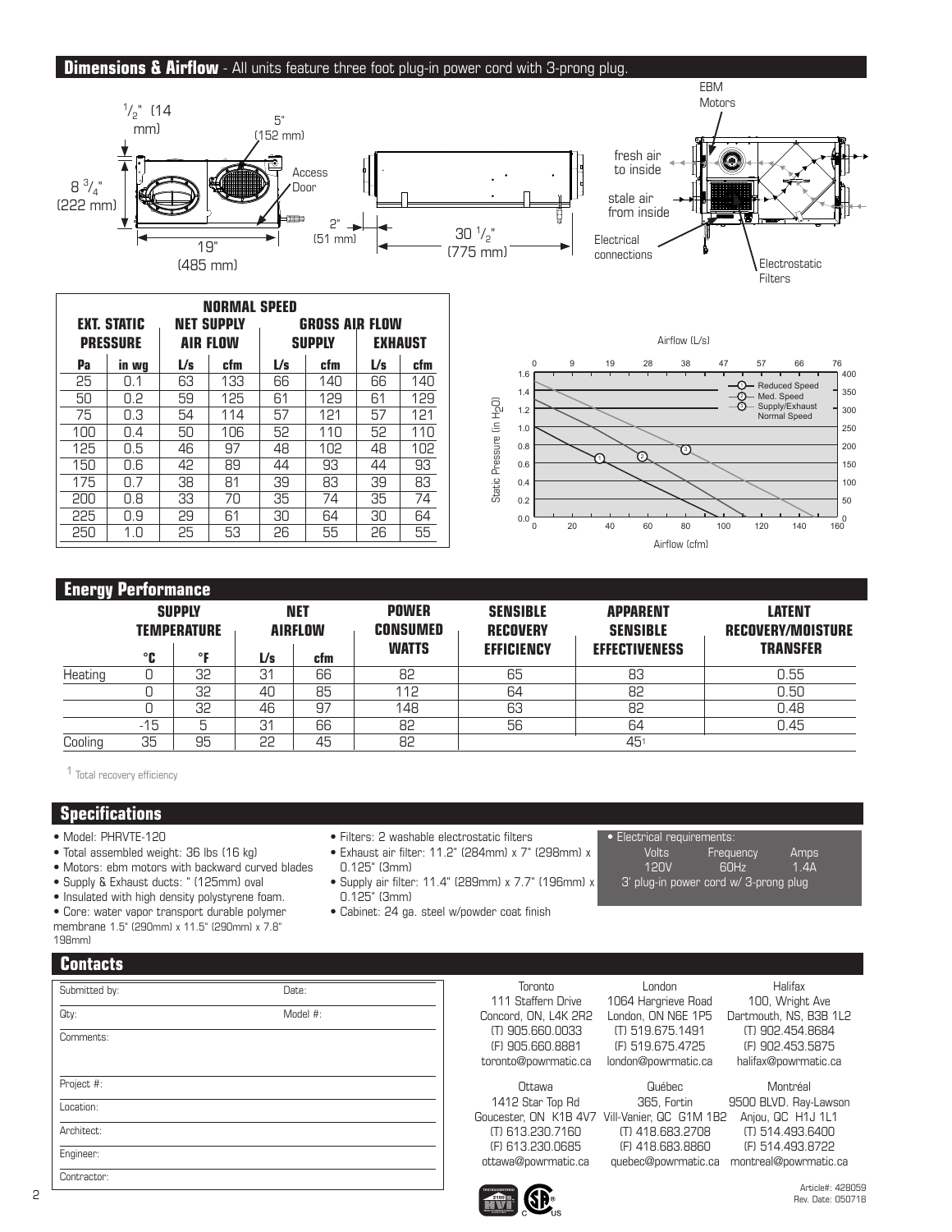## Dimensions & Airflow - All units feature three foot plug-in power cord with 3-prong plug.

1/2" (14 mm)

5" (152 mm)

8 3/4" (222 mm)

Access Door

19" (485 mm)

2" (51 mm)

30 1/2" (775 mm)

EBM Motors

fresh air to inside

stale air from inside

Electrical connections

Electrostatic Filters

| NORMAL SPEED | | | | | | | |
|---|---|---|---|---|---|---|---|
| **EXT. STATIC PRESSURE** | | **NET SUPPLY AIR FLOW** | | **GROSS AIR FLOW SUPPLY** | | **GROSS AIR FLOW EXHAUST** | |
| **Pa** | **in wg** | **L/s** | **cfm** | **L/s** | **cfm** | **L/s** | **cfm** |
| 25 | 0.1 | 63 | 133 | 66 | 140 | 66 | 140 |
| 50 | 0.2 | 59 | 125 | 61 | 129 | 61 | 129 |
| 75 | 0.3 | 54 | 114 | 57 | 121 | 57 | 121 |
| 100 | 0.4 | 50 | 106 | 52 | 110 | 52 | 110 |
| 125 | 0.5 | 46 | 97 | 48 | 102 | 48 | 102 |
| 150 | 0.6 | 42 | 89 | 44 | 93 | 44 | 93 |
| 175 | 0.7 | 38 | 81 | 39 | 83 | 39 | 83 |
| 200 | 0.8 | 33 | 70 | 35 | 74 | 35 | 74 |
| 225 | 0.9 | 29 | 61 | 30 | 64 | 30 | 64 |
| 250 | 1.0 | 25 | 53 | 26 | 55 | 26 | 55 |

Airflow (L/s)

0 9 19 28 38 47 57 66 76

Static Pressure (in $H_2O$)

1.6 1.4 1.2 1.0 0.8 0.6 0.4 0.2 0.0

400 350 300 250 200 150 100 50 0

1 Reduced Speed
2 Med. Speed
3 Supply/Exhaust Normal Speed

0 20 40 60 80 100 120 140 160

Airflow (cfm)

## Energy Performance

| | SUPPLY TEMPERATURE | | NET AIRFLOW | | POWER CONSUMED WATTS | SENSIBLE RECOVERY EFFICIENCY | APPARENT SENSIBLE EFFECTIVENESS | LATENT RECOVERY/MOISTURE TRANSFER |
|---|---|---|---|---|---|---|---|---|
| | °C | °F | L/s | cfm | | | | |
| Heating | 0 | 32 | 31 | 66 | 82 | 65 | 83 | 0.55 |
| | 0 | 32 | 40 | 85 | 112 | 64 | 82 | 0.50 |
| | 0 | 32 | 46 | 97 | 148 | 63 | 82 | 0.48 |
| | -15 | 5 | 31 | 66 | 82 | 56 | 64 | 0.45 |
| Cooling | 35 | 95 | 22 | 45 | 82 | 45[1] | | |

[1] Total recovery efficiency

## Specifications

- Model: PHRVTE-120
- Total assembled weight: 36 lbs (16 kg)
- Motors: ebm motors with backward curved blades
- Supply & Exhaust ducts: " (125mm) oval
- Insulated with high density polystyrene foam.
- Core: water vapor transport durable polymer membrane 1.5" (290mm) x 11.5" (290mm) x 7.8" 198mm)
- Filters: 2 washable electrostatic filters
- Exhaust air filter: 11.2" (284mm) x 7" (298mm) x 0.125" (3mm)
- Supply air filter: 11.4" (289mm) x 7.7" (196mm) x 0.125" (3mm)
- Cabinet: 24 ga. steel w/powder coat finish
- Electrical requirements:

| Volts | Frequency | Amps |
|---|---|---|
| 120V | 60Hz | 1.4A |

3' plug-in power cord w/ 3-prong plug

## Contacts

Submitted by: Date:

Qty: Model #:

Comments:

Project #:

Location:

Architect:

Engineer:

Contractor:

Toronto
111 Staffern Drive
Concord, ON, L4K 2R2
(T) 905.660.0033
(F) 905.660.8881
toronto@powrmatic.ca

London
1064 Hargrieve Road
London, ON N6E 1P5
(T) 519.675.1491
(F) 519.675.4725
london@powrmatic.ca

Halifax
100, Wright Ave
Dartmouth, NS, B3B 1L2
(T) 902.454.8684
(F) 902.453.5875
halifax@powrmatic.ca

Ottawa
1412 Star Top Rd
Goucester, ON K1B 4V7
(T) 613.230.7160
(F) 613.230.0685
ottawa@powrmatic.ca

Québec
365, Fortin
Vill-Vanier, QC G1M 1B2
(T) 418.683.2708
(F) 418.683.8860
quebec@powrmatic.ca

Montréal
9500 BLVD. Ray-Lawson
Anjou, QC H1J 1L1
(T) 514.493.6400
(F) 514.493.8722
montreal@powrmatic.ca

Article#: 428059
Rev. Date: 050718